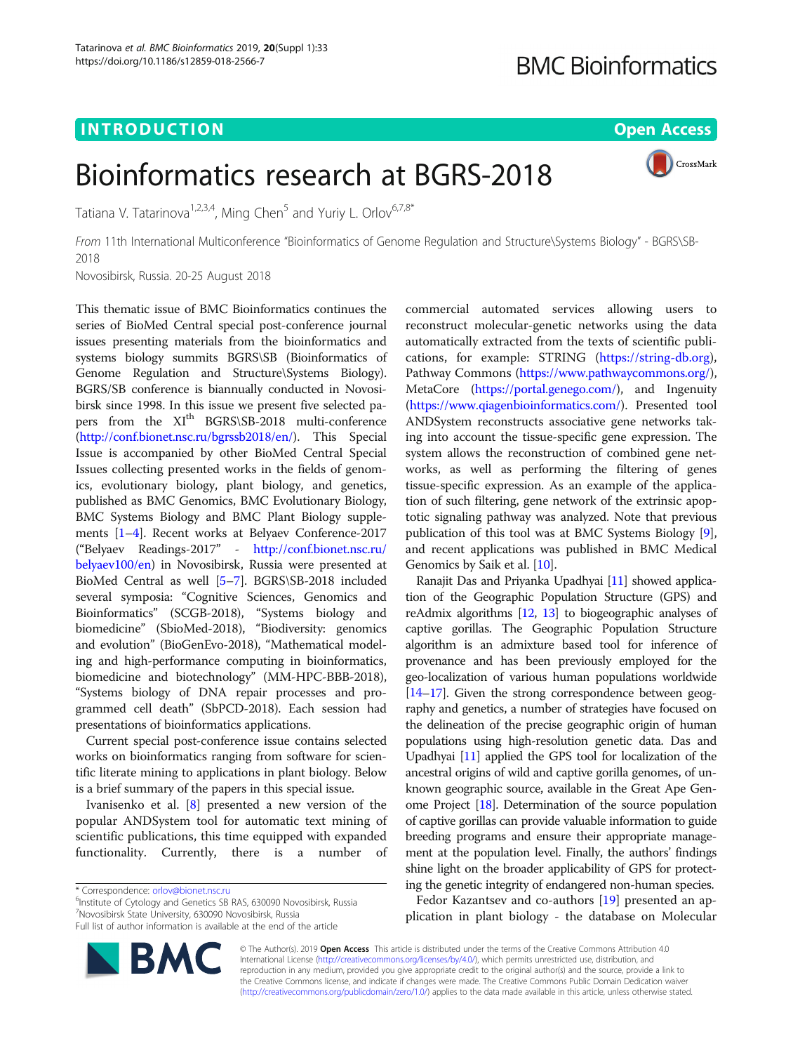INTRODUCTION

Open Access

# Bioinformatics research at BGRS-2018

Tatiana V. Tatarinova[1,2,3,4], Ming Chen[5] and Yuriy L. Orlov[6,7,8*]

*From* 11th International Multiconference "Bioinformatics of Genome Regulation and Structure\Systems Biology" - BGRS\SB-2018
Novosibirsk, Russia. 20-25 August 2018

This thematic issue of BMC Bioinformatics continues the series of BioMed Central special post-conference journal issues presenting materials from the bioinformatics and systems biology summits BGRS\SB (Bioinformatics of Genome Regulation and Structure\Systems Biology). BGRS/SB conference is biannually conducted in Novosibirsk since 1998. In this issue we present five selected papers from the XI$^{th}$ BGRS\SB-2018 multi-conference (http://conf.bionet.nsc.ru/bgrssb2018/en/). This Special Issue is accompanied by other BioMed Central Special Issues collecting presented works in the fields of genomics, evolutionary biology, plant biology, and genetics, published as BMC Genomics, BMC Evolutionary Biology, BMC Systems Biology and BMC Plant Biology supplements [1–4]. Recent works at Belyaev Conference-2017 ("Belyaev Readings-2017" - http://conf.bionet.nsc.ru/belyaev100/en) in Novosibirsk, Russia were presented at BioMed Central as well [5–7]. BGRS\SB-2018 included several symposia: "Cognitive Sciences, Genomics and Bioinformatics" (SCGB-2018), "Systems biology and biomedicine" (SbioMed-2018), "Biodiversity: genomics and evolution" (BioGenEvo-2018), "Mathematical modeling and high-performance computing in bioinformatics, biomedicine and biotechnology" (MM-HPC-BBB-2018), "Systems biology of DNA repair processes and programmed cell death" (SbPCD-2018). Each session had presentations of bioinformatics applications.

Current special post-conference issue contains selected works on bioinformatics ranging from software for scientific literate mining to applications in plant biology. Below is a brief summary of the papers in this special issue.

Ivanisenko et al. [8] presented a new version of the popular ANDSystem tool for automatic text mining of scientific publications, this time equipped with expanded functionality. Currently, there is a number of commercial automated services allowing users to reconstruct molecular-genetic networks using the data automatically extracted from the texts of scientific publications, for example: STRING (https://string-db.org), Pathway Commons (https://www.pathwaycommons.org/), MetaCore (https://portal.genego.com/), and Ingenuity (https://www.qiagenbioinformatics.com/). Presented tool ANDSystem reconstructs associative gene networks taking into account the tissue-specific gene expression. The system allows the reconstruction of combined gene networks, as well as performing the filtering of genes tissue-specific expression. As an example of the application of such filtering, gene network of the extrinsic apoptotic signaling pathway was analyzed. Note that previous publication of this tool was at BMC Systems Biology [9], and recent applications was published in BMC Medical Genomics by Saik et al. [10].

Ranajit Das and Priyanka Upadhyai [11] showed application of the Geographic Population Structure (GPS) and reAdmix algorithms [12, 13] to biogeographic analyses of captive gorillas. The Geographic Population Structure algorithm is an admixture based tool for inference of provenance and has been previously employed for the geo-localization of various human populations worldwide [14–17]. Given the strong correspondence between geography and genetics, a number of strategies have focused on the delineation of the precise geographic origin of human populations using high-resolution genetic data. Das and Upadhyai [11] applied the GPS tool for localization of the ancestral origins of wild and captive gorilla genomes, of unknown geographic source, available in the Great Ape Genome Project [18]. Determination of the source population of captive gorillas can provide valuable information to guide breeding programs and ensure their appropriate management at the population level. Finally, the authors' findings shine light on the broader applicability of GPS for protecting the genetic integrity of endangered non-human species.

Fedor Kazantsev and co-authors [19] presented an application in plant biology - the database on Molecular

\* Correspondence: orlov@bionet.nsc.ru
[6]Institute of Cytology and Genetics SB RAS, 630090 Novosibirsk, Russia
[7]Novosibirsk State University, 630090 Novosibirsk, Russia
Full list of author information is available at the end of the article

© The Author(s). 2019 **Open Access** This article is distributed under the terms of the Creative Commons Attribution 4.0 International License (http://creativecommons.org/licenses/by/4.0/), which permits unrestricted use, distribution, and reproduction in any medium, provided you give appropriate credit to the original author(s) and the source, provide a link to the Creative Commons license, and indicate if changes were made. The Creative Commons Public Domain Dedication waiver (http://creativecommons.org/publicdomain/zero/1.0/) applies to the data made available in this article, unless otherwise stated.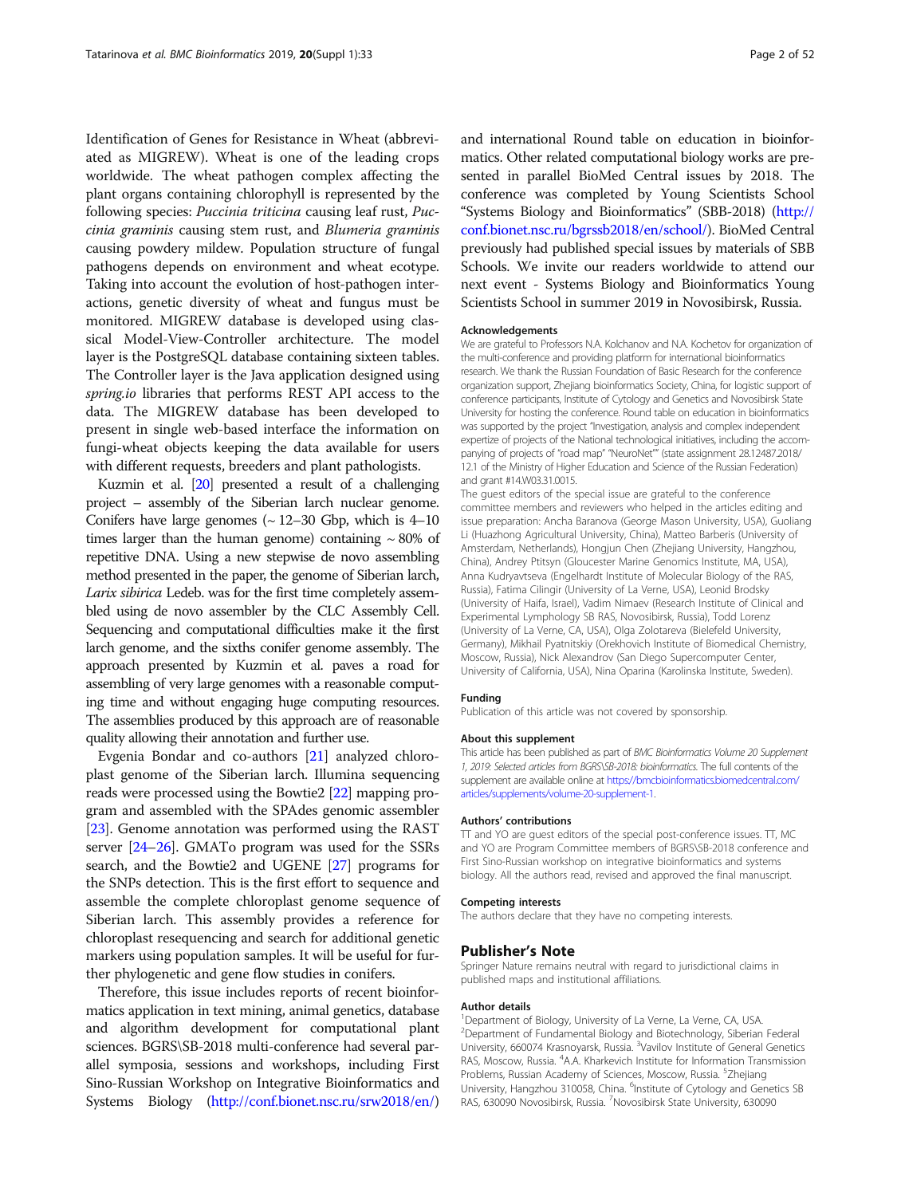Identification of Genes for Resistance in Wheat (abbreviated as MIGREW). Wheat is one of the leading crops worldwide. The wheat pathogen complex affecting the plant organs containing chlorophyll is represented by the following species: *Puccinia triticina* causing leaf rust, *Puccinia graminis* causing stem rust, and *Blumeria graminis* causing powdery mildew. Population structure of fungal pathogens depends on environment and wheat ecotype. Taking into account the evolution of host-pathogen interactions, genetic diversity of wheat and fungus must be monitored. MIGREW database is developed using classical Model-View-Controller architecture. The model layer is the PostgreSQL database containing sixteen tables. The Controller layer is the Java application designed using *spring.io* libraries that performs REST API access to the data. The MIGREW database has been developed to present in single web-based interface the information on fungi-wheat objects keeping the data available for users with different requests, breeders and plant pathologists.

Kuzmin et al. [20] presented a result of a challenging project – assembly of the Siberian larch nuclear genome. Conifers have large genomes (~ 12–30 Gbp, which is 4–10 times larger than the human genome) containing ~ 80% of repetitive DNA. Using a new stepwise de novo assembling method presented in the paper, the genome of Siberian larch, *Larix sibirica* Ledeb. was for the first time completely assembled using de novo assembler by the CLC Assembly Cell. Sequencing and computational difficulties make it the first larch genome, and the sixths conifer genome assembly. The approach presented by Kuzmin et al. paves a road for assembling of very large genomes with a reasonable computing time and without engaging huge computing resources. The assemblies produced by this approach are of reasonable quality allowing their annotation and further use.

Evgenia Bondar and co-authors [21] analyzed chloroplast genome of the Siberian larch. Illumina sequencing reads were processed using the Bowtie2 [22] mapping program and assembled with the SPAdes genomic assembler [23]. Genome annotation was performed using the RAST server [24–26]. GMATo program was used for the SSRs search, and the Bowtie2 and UGENE [27] programs for the SNPs detection. This is the first effort to sequence and assemble the complete chloroplast genome sequence of Siberian larch. This assembly provides a reference for chloroplast resequencing and search for additional genetic markers using population samples. It will be useful for further phylogenetic and gene flow studies in conifers.

Therefore, this issue includes reports of recent bioinformatics application in text mining, animal genetics, database and algorithm development for computational plant sciences. BGRS\SB-2018 multi-conference had several parallel symposia, sessions and workshops, including First Sino-Russian Workshop on Integrative Bioinformatics and Systems Biology (http://conf.bionet.nsc.ru/srw2018/en/) and international Round table on education in bioinformatics. Other related computational biology works are presented in parallel BioMed Central issues by 2018. The conference was completed by Young Scientists School "Systems Biology and Bioinformatics" (SBB-2018) (http://conf.bionet.nsc.ru/bgrssb2018/en/school/). BioMed Central previously had published special issues by materials of SBB Schools. We invite our readers worldwide to attend our next event - Systems Biology and Bioinformatics Young Scientists School in summer 2019 in Novosibirsk, Russia.

#### Acknowledgements

We are grateful to Professors N.A. Kolchanov and N.A. Kochetov for organization of the multi-conference and providing platform for international bioinformatics research. We thank the Russian Foundation of Basic Research for the conference organization support, Zhejiang bioinformatics Society, China, for logistic support of conference participants, Institute of Cytology and Genetics and Novosibirsk State University for hosting the conference. Round table on education in bioinformatics was supported by the project "Investigation, analysis and complex independent expertize of projects of the National technological initiatives, including the accompanying of projects of "road map" "NeuroNet"" (state assignment 28.12487.2018/12.1 of the Ministry of Higher Education and Science of the Russian Federation) and grant #14.W03.31.0015.

The guest editors of the special issue are grateful to the conference committee members and reviewers who helped in the articles editing and issue preparation: Ancha Baranova (George Mason University, USA), Guoliang Li (Huazhong Agricultural University, China), Matteo Barberis (University of Amsterdam, Netherlands), Hongjun Chen (Zhejiang University, Hangzhou, China), Andrey Ptitsyn (Gloucester Marine Genomics Institute, MA, USA), Anna Kudryavtseva (Engelhardt Institute of Molecular Biology of the RAS, Russia), Fatima Cilingir (University of La Verne, USA), Leonid Brodsky (University of Haifa, Israel), Vadim Nimaev (Research Institute of Clinical and Experimental Lymphology SB RAS, Novosibirsk, Russia), Todd Lorenz (University of La Verne, CA, USA), Olga Zolotareva (Bielefeld University, Germany), Mikhail Pyatnitskiy (Orekhovich Institute of Biomedical Chemistry, Moscow, Russia), Nick Alexandrov (San Diego Supercomputer Center, University of California, USA), Nina Oparina (Karolinska Institute, Sweden).

#### Funding

Publication of this article was not covered by sponsorship.

#### About this supplement

This article has been published as part of *BMC Bioinformatics Volume 20 Supplement 1, 2019: Selected articles from BGRS\SB-2018: bioinformatics*. The full contents of the supplement are available online at https://bmcbioinformatics.biomedcentral.com/articles/supplements/volume-20-supplement-1.

#### Authors' contributions

TT and YO are guest editors of the special post-conference issues. TT, MC and YO are Program Committee members of BGRS\SB-2018 conference and First Sino-Russian workshop on integrative bioinformatics and systems biology. All the authors read, revised and approved the final manuscript.

#### Competing interests

The authors declare that they have no competing interests.

## Publisher's Note

Springer Nature remains neutral with regard to jurisdictional claims in published maps and institutional affiliations.

#### Author details

[1]Department of Biology, University of La Verne, La Verne, CA, USA. [2]Department of Fundamental Biology and Biotechnology, Siberian Federal University, 660074 Krasnoyarsk, Russia. [3]Vavilov Institute of General Genetics RAS, Moscow, Russia. [4]A.A. Kharkevich Institute for Information Transmission Problems, Russian Academy of Sciences, Moscow, Russia. [5]Zhejiang University, Hangzhou 310058, China. [6]Institute of Cytology and Genetics SB RAS, 630090 Novosibirsk, Russia. [7]Novosibirsk State University, 630090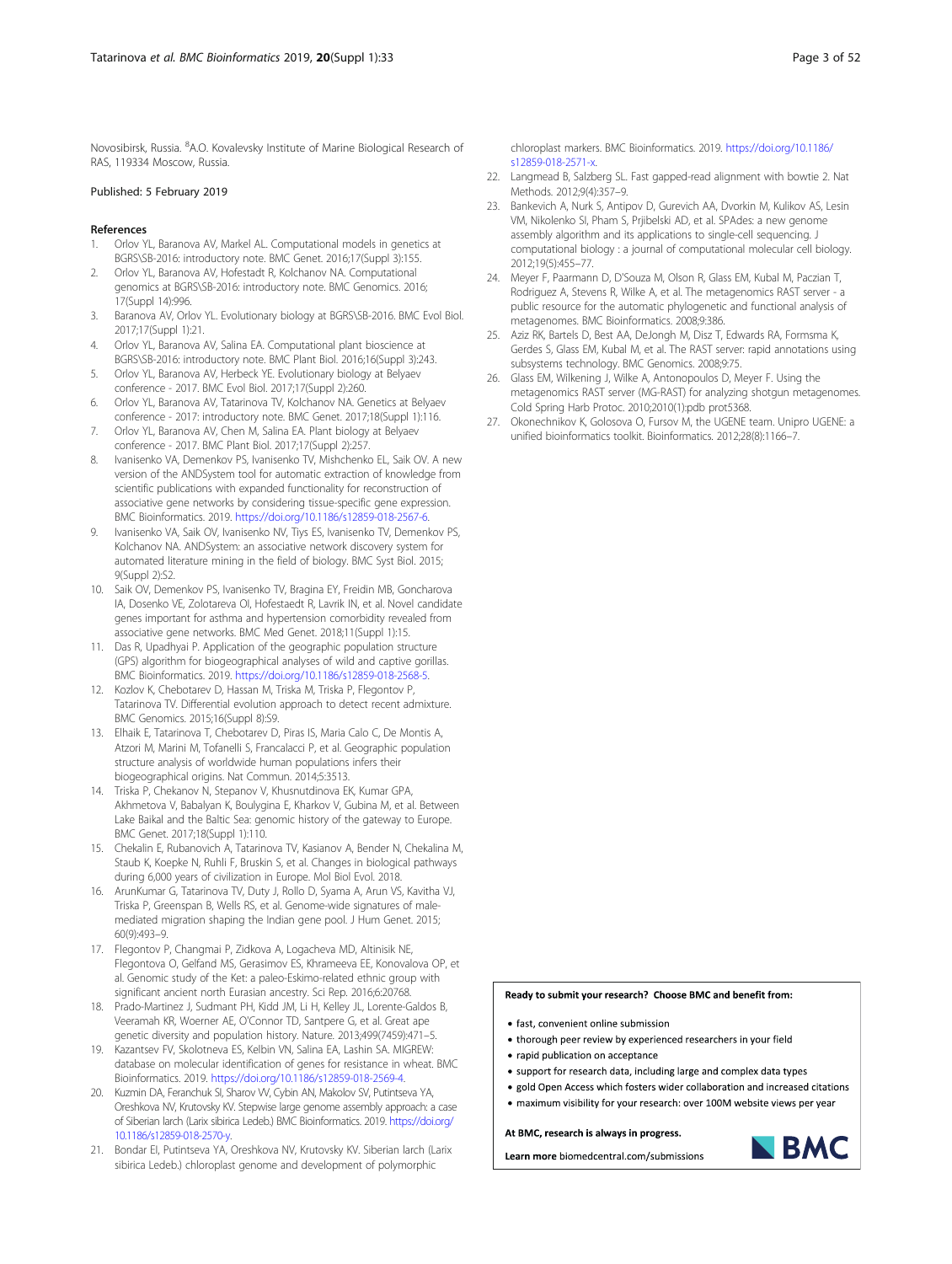Novosibirsk, Russia. [8]A.O. Kovalevsky Institute of Marine Biological Research of RAS, 119334 Moscow, Russia.

Published: 5 February 2019

## References

1. Orlov YL, Baranova AV, Markel AL. Computational models in genetics at BGRS\SB-2016: introductory note. BMC Genet. 2016;17(Suppl 3):155.
2. Orlov YL, Baranova AV, Hofestadt R, Kolchanov NA. Computational genomics at BGRS\SB-2016: introductory note. BMC Genomics. 2016; 17(Suppl 14):996.
3. Baranova AV, Orlov YL. Evolutionary biology at BGRS\SB-2016. BMC Evol Biol. 2017;17(Suppl 1):21.
4. Orlov YL, Baranova AV, Salina EA. Computational plant bioscience at BGRS\SB-2016: introductory note. BMC Plant Biol. 2016;16(Suppl 3):243.
5. Orlov YL, Baranova AV, Herbeck YE. Evolutionary biology at Belyaev conference - 2017. BMC Evol Biol. 2017;17(Suppl 2):260.
6. Orlov YL, Baranova AV, Tatarinova TV, Kolchanov NA. Genetics at Belyaev conference - 2017: introductory note. BMC Genet. 2017;18(Suppl 1):116.
7. Orlov YL, Baranova AV, Chen M, Salina EA. Plant biology at Belyaev conference - 2017. BMC Plant Biol. 2017;17(Suppl 2):257.
8. Ivanisenko VA, Demenkov PS, Ivanisenko TV, Mishchenko EL, Saik OV. A new version of the ANDSystem tool for automatic extraction of knowledge from scientific publications with expanded functionality for reconstruction of associative gene networks by considering tissue-specific gene expression. BMC Bioinformatics. 2019. https://doi.org/10.1186/s12859-018-2567-6.
9. Ivanisenko VA, Saik OV, Ivanisenko NV, Tiys ES, Ivanisenko TV, Demenkov PS, Kolchanov NA. ANDSystem: an associative network discovery system for automated literature mining in the field of biology. BMC Syst Biol. 2015; 9(Suppl 2):S2.
10. Saik OV, Demenkov PS, Ivanisenko TV, Bragina EY, Freidin MB, Goncharova IA, Dosenko VE, Zolotareva OI, Hofestaedt R, Lavrik IN, et al. Novel candidate genes important for asthma and hypertension comorbidity revealed from associative gene networks. BMC Med Genet. 2018;11(Suppl 1):15.
11. Das R, Upadhyai P. Application of the geographic population structure (GPS) algorithm for biogeographical analyses of wild and captive gorillas. BMC Bioinformatics. 2019. https://doi.org/10.1186/s12859-018-2568-5.
12. Kozlov K, Chebotarev D, Hassan M, Triska M, Triska P, Flegontov P, Tatarinova TV. Differential evolution approach to detect recent admixture. BMC Genomics. 2015;16(Suppl 8):S9.
13. Elhaik E, Tatarinova T, Chebotarev D, Piras IS, Maria Calo C, De Montis A, Atzori M, Marini M, Tofanelli S, Francalacci P, et al. Geographic population structure analysis of worldwide human populations infers their biogeographical origins. Nat Commun. 2014;5:3513.
14. Triska P, Chekanov N, Stepanov V, Khusnutdinova EK, Kumar GPA, Akhmetova V, Babalyan K, Boulygina E, Kharkov V, Gubina M, et al. Between Lake Baikal and the Baltic Sea: genomic history of the gateway to Europe. BMC Genet. 2017;18(Suppl 1):110.
15. Chekalin E, Rubanovich A, Tatarinova TV, Kasianov A, Bender N, Chekalina M, Staub K, Koepke N, Ruhli F, Bruskin S, et al. Changes in biological pathways during 6,000 years of civilization in Europe. Mol Biol Evol. 2018.
16. ArunKumar G, Tatarinova TV, Duty J, Rollo D, Syama A, Arun VS, Kavitha VJ, Triska P, Greenspan B, Wells RS, et al. Genome-wide signatures of male-mediated migration shaping the Indian gene pool. J Hum Genet. 2015; 60(9):493–9.
17. Flegontov P, Changmai P, Zidkova A, Logacheva MD, Altinisik NE, Flegontova O, Gelfand MS, Gerasimov ES, Khrameeva EE, Konovalova OP, et al. Genomic study of the Ket: a paleo-Eskimo-related ethnic group with significant ancient north Eurasian ancestry. Sci Rep. 2016;6:20768.
18. Prado-Martinez J, Sudmant PH, Kidd JM, Li H, Kelley JL, Lorente-Galdos B, Veeramah KR, Woerner AE, O'Connor TD, Santpere G, et al. Great ape genetic diversity and population history. Nature. 2013;499(7459):471–5.
19. Kazantsev FV, Skolotneva ES, Kelbin VN, Salina EA, Lashin SA. MIGREW: database on molecular identification of genes for resistance in wheat. BMC Bioinformatics. 2019. https://doi.org/10.1186/s12859-018-2569-4.
20. Kuzmin DA, Feranchuk SI, Sharov VV, Cybin AN, Makolov SV, Putintseva YA, Oreshkova NV, Krutovsky KV. Stepwise large genome assembly approach: a case of Siberian larch (Larix sibirica Ledeb.) BMC Bioinformatics. 2019. https://doi.org/10.1186/s12859-018-2570-y.
21. Bondar EI, Putintseva YA, Oreshkova NV, Krutovsky KV. Siberian larch (Larix sibirica Ledeb.) chloroplast genome and development of polymorphic chloroplast markers. BMC Bioinformatics. 2019. https://doi.org/10.1186/s12859-018-2571-x.
22. Langmead B, Salzberg SL. Fast gapped-read alignment with bowtie 2. Nat Methods. 2012;9(4):357–9.
23. Bankevich A, Nurk S, Antipov D, Gurevich AA, Dvorkin M, Kulikov AS, Lesin VM, Nikolenko SI, Pham S, Prjibelski AD, et al. SPAdes: a new genome assembly algorithm and its applications to single-cell sequencing. J computational biology : a journal of computational molecular cell biology. 2012;19(5):455–77.
24. Meyer F, Paarmann D, D'Souza M, Olson R, Glass EM, Kubal M, Paczian T, Rodriguez A, Stevens R, Wilke A, et al. The metagenomics RAST server - a public resource for the automatic phylogenetic and functional analysis of metagenomes. BMC Bioinformatics. 2008;9:386.
25. Aziz RK, Bartels D, Best AA, DeJongh M, Disz T, Edwards RA, Formsma K, Gerdes S, Glass EM, Kubal M, et al. The RAST server: rapid annotations using subsystems technology. BMC Genomics. 2008;9:75.
26. Glass EM, Wilkening J, Wilke A, Antonopoulos D, Meyer F. Using the metagenomics RAST server (MG-RAST) for analyzing shotgun metagenomes. Cold Spring Harb Protoc. 2010;2010(1):pdb prot5368.
27. Okonechnikov K, Golosova O, Fursov M, the UGENE team. Unipro UGENE: a unified bioinformatics toolkit. Bioinformatics. 2012;28(8):1166–7.

**Ready to submit your research? Choose BMC and benefit from:**

- fast, convenient online submission
- thorough peer review by experienced researchers in your field
- rapid publication on acceptance
- support for research data, including large and complex data types
- gold Open Access which fosters wider collaboration and increased citations
- maximum visibility for your research: over 100M website views per year

**At BMC, research is always in progress.**

**Learn more** biomedcentral.com/submissions

BMC